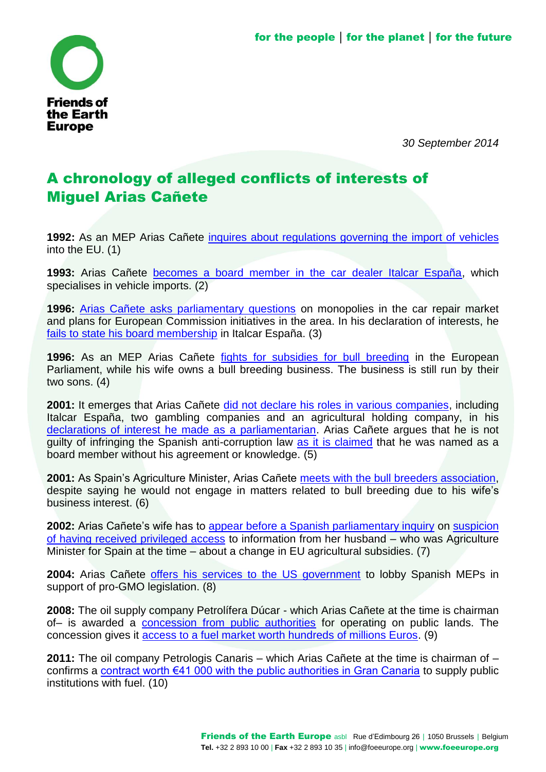Friends of the Earth Europe

for the people | for the planet | for the future

*30 September 2014*

# A chronology of alleged conflicts of interests of Miguel Arias Cañete

**1992:** As an MEP Arias Cañete inquires about regulations governing the import of vehicles into the EU. (1)

**1993:** Arias Cañete becomes a board member in the car dealer Italcar España, which specialises in vehicle imports. (2)

**1996:** Arias Cañete asks parliamentary questions on monopolies in the car repair market and plans for European Commission initiatives in the area. In his declaration of interests, he fails to state his board membership in Italcar España. (3)

**1996:** As an MEP Arias Cañete fights for subsidies for bull breeding in the European Parliament, while his wife owns a bull breeding business. The business is still run by their two sons. (4)

**2001:** It emerges that Arias Cañete did not declare his roles in various companies, including Italcar España, two gambling companies and an agricultural holding company, in his declarations of interest he made as a parliamentarian. Arias Cañete argues that he is not guilty of infringing the Spanish anti-corruption law as it is claimed that he was named as a board member without his agreement or knowledge. (5)

**2001:** As Spain's Agriculture Minister, Arias Cañete meets with the bull breeders association, despite saying he would not engage in matters related to bull breeding due to his wife's business interest. (6)

**2002:** Arias Cañete's wife has to appear before a Spanish parliamentary inquiry on suspicion of having received privileged access to information from her husband – who was Agriculture Minister for Spain at the time – about a change in EU agricultural subsidies. (7)

**2004:** Arias Cañete offers his services to the US government to lobby Spanish MEPs in support of pro-GMO legislation. (8)

**2008:** The oil supply company Petrolífera Dúcar - which Arias Cañete at the time is chairman of– is awarded a concession from public authorities for operating on public lands. The concession gives it access to a fuel market worth hundreds of millions Euros. (9)

**2011:** The oil company Petrologis Canaris – which Arias Cañete at the time is chairman of – confirms a contract worth €41 000 with the public authorities in Gran Canaria to supply public institutions with fuel. (10)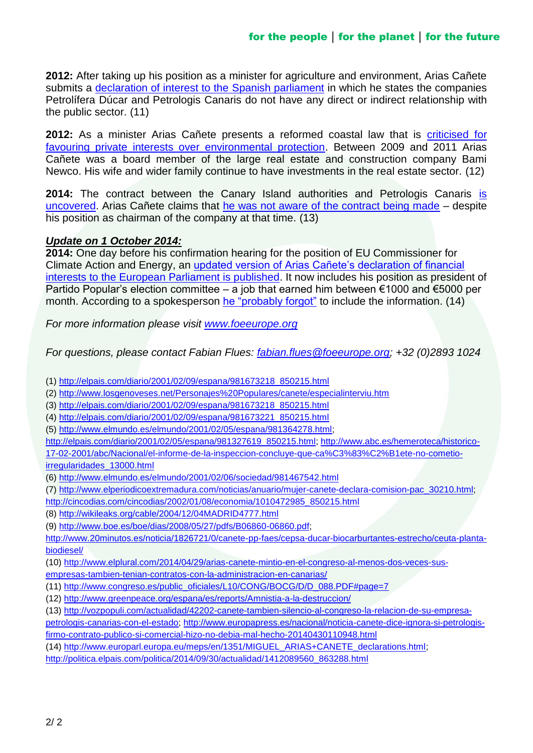**2012:** After taking up his position as a minister for agriculture and environment, Arias Cañete submits a declaration of interest to the Spanish parliament in which he states the companies Petrolífera Dúcar and Petrologis Canaris do not have any direct or indirect relationship with the public sector. (11)

**2012:** As a minister Arias Cañete presents a reformed coastal law that is criticised for favouring private interests over environmental protection. Between 2009 and 2011 Arias Cañete was a board member of the large real estate and construction company Bami Newco. His wife and wider family continue to have investments in the real estate sector. (12)

**2014:** The contract between the Canary Island authorities and Petrologis Canaris is uncovered. Arias Cañete claims that he was not aware of the contract being made – despite his position as chairman of the company at that time. (13)

***Update on 1 October 2014:***

**2014:** One day before his confirmation hearing for the position of EU Commissioner for Climate Action and Energy, an updated version of Arias Cañete's declaration of financial interests to the European Parliament is published. It now includes his position as president of Partido Popular's election committee – a job that earned him between €1000 and €5000 per month. According to a spokesperson he "probably forgot" to include the information. (14)

*For more information please visit www.foeeurope.org*

*For questions, please contact Fabian Flues: fabian.flues@foeeurope.org; +32 (0)2893 1024*

(1) http://elpais.com/diario/2001/02/09/espana/981673218_850215.html
(2) http://www.losgenoveses.net/Personajes%20Populares/canete/especialinterviu.htm
(3) http://elpais.com/diario/2001/02/09/espana/981673218_850215.html
(4) http://elpais.com/diario/2001/02/09/espana/981673221_850215.html
(5) http://www.elmundo.es/elmundo/2001/02/05/espana/981364278.html; http://elpais.com/diario/2001/02/05/espana/981327619_850215.html; http://www.abc.es/hemeroteca/historico-17-02-2001/abc/Nacional/el-informe-de-la-inspeccion-concluye-que-ca%C3%83%C2%B1ete-no-cometio-irregularidades_13000.html
(6) http://www.elmundo.es/elmundo/2001/02/06/sociedad/981467542.html
(7) http://www.elperiodicoextremadura.com/noticias/anuario/mujer-canete-declara-comision-pac_30210.html; http://cincodias.com/cincodias/2002/01/08/economia/1010472985_850215.html
(8) http://wikileaks.org/cable/2004/12/04MADRID4777.html
(9) http://www.boe.es/boe/dias/2008/05/27/pdfs/B06860-06860.pdf; http://www.20minutos.es/noticia/1826721/0/canete-pp-faes/cepsa-ducar-biocarburtantes-estrecho/ceuta-planta-biodiesel/
(10) http://www.elplural.com/2014/04/29/arias-canete-mintio-en-el-congreso-al-menos-dos-veces-sus-empresas-tambien-tenian-contratos-con-la-administracion-en-canarias/
(11) http://www.congreso.es/public_oficiales/L10/CONG/BOCG/D/D_088.PDF#page=7
(12) http://www.greenpeace.org/espana/es/reports/Amnistia-a-la-destruccion/
(13) http://vozpopuli.com/actualidad/42202-canete-tambien-silencio-al-congreso-la-relacion-de-su-empresa-petrologis-canarias-con-el-estado; http://www.europapress.es/nacional/noticia-canete-dice-ignora-si-petrologis-firmo-contrato-publico-si-comercial-hizo-no-debia-mal-hecho-20140430110948.html
(14) http://www.europarl.europa.eu/meps/en/1351/MIGUEL_ARIAS+CANETE_declarations.html; http://politica.elpais.com/politica/2014/09/30/actualidad/1412089560_863288.html